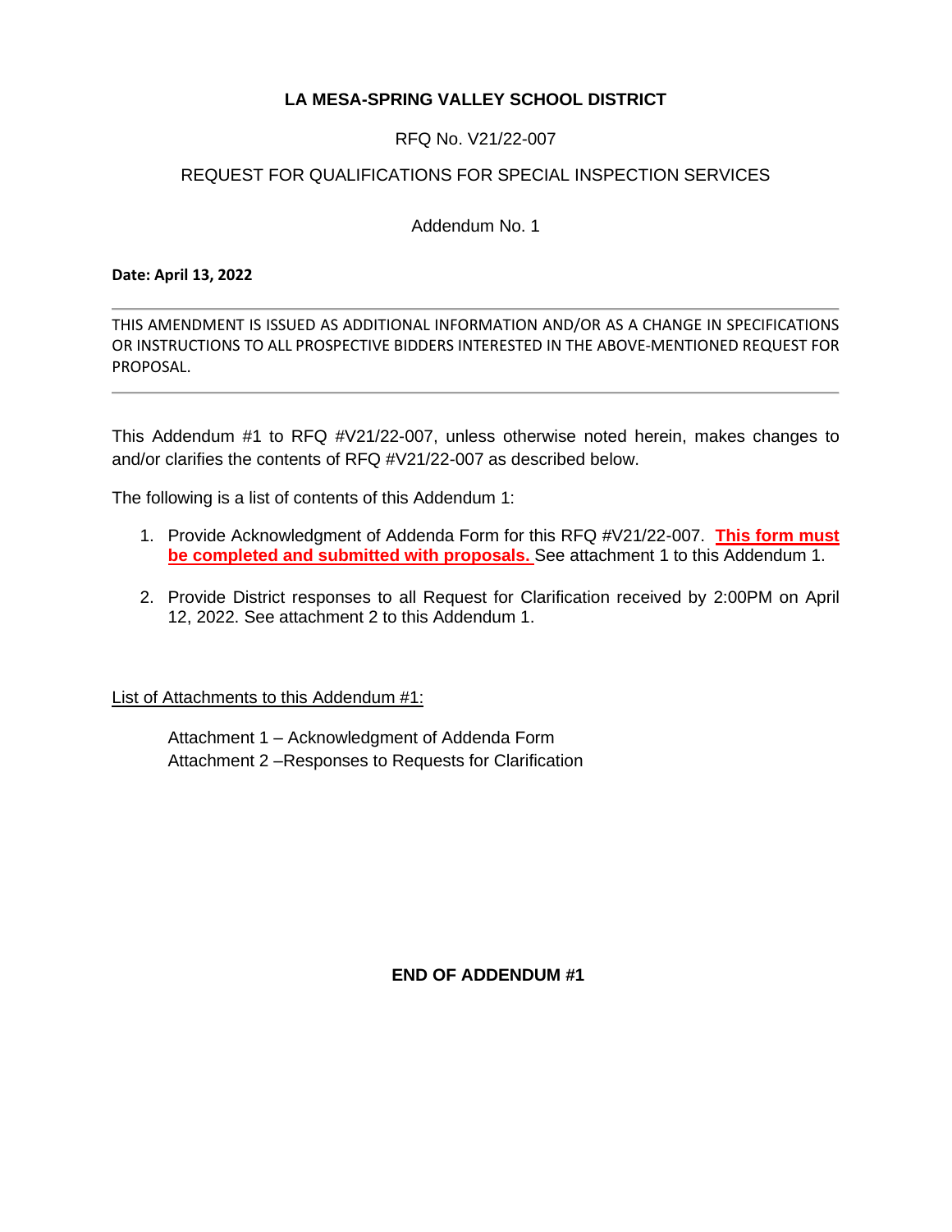**LA MESA-SPRING VALLEY SCHOOL DISTRICT**

RFQ No. V21/22-007

REQUEST FOR QUALIFICATIONS FOR SPECIAL INSPECTION SERVICES

Addendum No. 1

**Date: April 13, 2022**

---

THIS AMENDMENT IS ISSUED AS ADDITIONAL INFORMATION AND/OR AS A CHANGE IN SPECIFICATIONS OR INSTRUCTIONS TO ALL PROSPECTIVE BIDDERS INTERESTED IN THE ABOVE-MENTIONED REQUEST FOR PROPOSAL.

---

This Addendum #1 to RFQ #V21/22-007, unless otherwise noted herein, makes changes to and/or clarifies the contents of RFQ #V21/22-007 as described below.

The following is a list of contents of this Addendum 1:

1. Provide Acknowledgment of Addenda Form for this RFQ #V21/22-007. **This form must be completed and submitted with proposals.** See attachment 1 to this Addendum 1.

2. Provide District responses to all Request for Clarification received by 2:00PM on April 12, 2022. See attachment 2 to this Addendum 1.

List of Attachments to this Addendum #1:

Attachment 1 – Acknowledgment of Addenda Form
Attachment 2 –Responses to Requests for Clarification

**END OF ADDENDUM #1**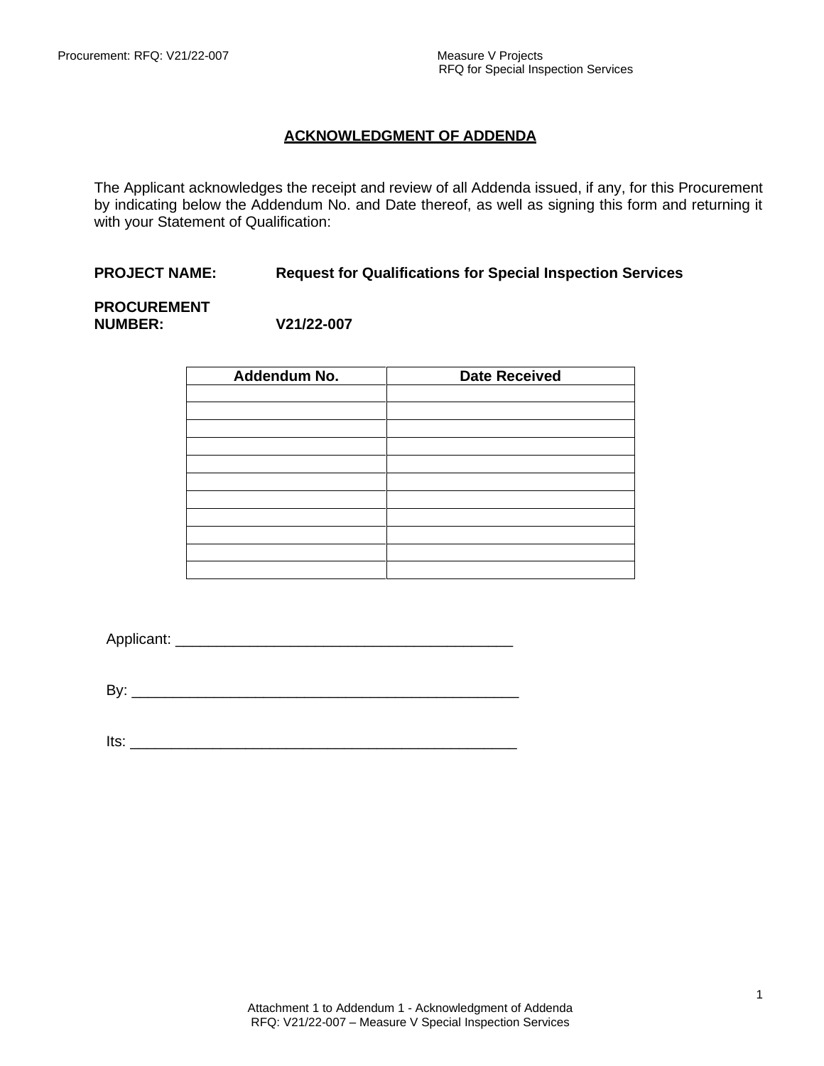## ACKNOWLEDGMENT OF ADDENDA

The Applicant acknowledges the receipt and review of all Addenda issued, if any, for this Procurement by indicating below the Addendum No. and Date thereof, as well as signing this form and returning it with your Statement of Qualification:

**PROJECT NAME:** **Request for Qualifications for Special Inspection Services**

**PROCUREMENT NUMBER:** **V21/22-007**

| Addendum No. | Date Received |
|---|---|
| | |
| | |
| | |
| | |
| | |
| | |
| | |
| | |
| | |
| | |
| | |

Applicant: ________________________________________

By: ________________________________________________

Its: ________________________________________________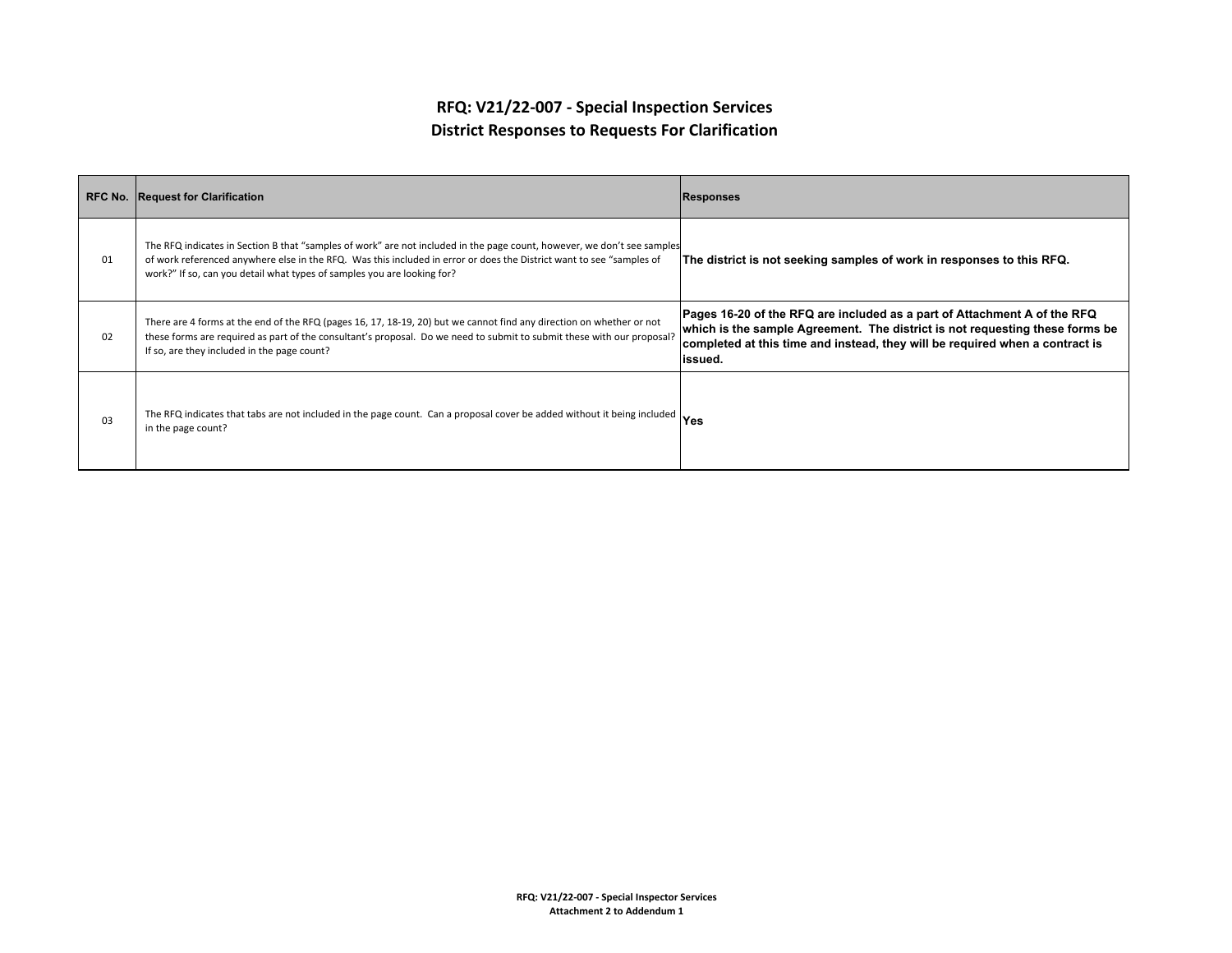# RFQ: V21/22-007 - Special Inspection Services
## District Responses to Requests For Clarification

| RFC No. | Request for Clarification | Responses |
|---|---|---|
| 01 | The RFQ indicates in Section B that "samples of work" are not included in the page count, however, we don't see samples of work referenced anywhere else in the RFQ. Was this included in error or does the District want to see "samples of work?" If so, can you detail what types of samples you are looking for? | **The district is not seeking samples of work in responses to this RFQ.** |
| 02 | There are 4 forms at the end of the RFQ (pages 16, 17, 18-19, 20) but we cannot find any direction on whether or not these forms are required as part of the consultant's proposal. Do we need to submit to submit these with our proposal? If so, are they included in the page count? | **Pages 16-20 of the RFQ are included as a part of Attachment A of the RFQ which is the sample Agreement. The district is not requesting these forms be completed at this time and instead, they will be required when a contract is issued.** |
| 03 | The RFQ indicates that tabs are not included in the page count. Can a proposal cover be added without it being included in the page count? | **Yes** |

RFQ: V21/22-007 - Special Inspector Services
Attachment 2 to Addendum 1